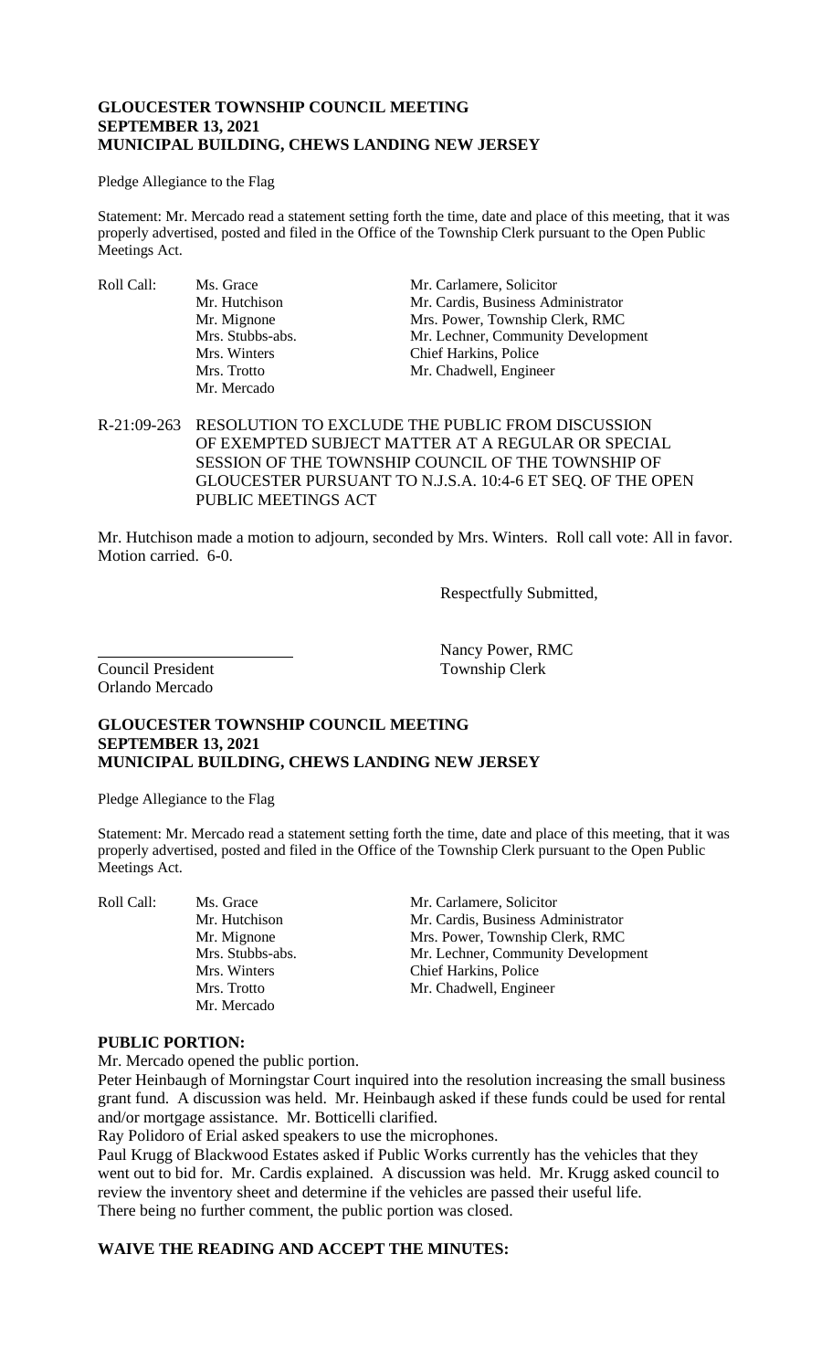**GLOUCESTER TOWNSHIP COUNCIL MEETING**
**SEPTEMBER 13, 2021**
**MUNICIPAL BUILDING, CHEWS LANDING NEW JERSEY**

Pledge Allegiance to the Flag

Statement: Mr. Mercado read a statement setting forth the time, date and place of this meeting, that it was properly advertised, posted and filed in the Office of the Township Clerk pursuant to the Open Public Meetings Act.

| Roll Call: | Ms. Grace | Mr. Carlamere, Solicitor |
|---|---|---|
| | Mr. Hutchison | Mr. Cardis, Business Administrator |
| | Mr. Mignone | Mrs. Power, Township Clerk, RMC |
| | Mrs. Stubbs-abs. | Mr. Lechner, Community Development |
| | Mrs. Winters | Chief Harkins, Police |
| | Mrs. Trotto | Mr. Chadwell, Engineer |
| | Mr. Mercado | |

R-21:09-263 RESOLUTION TO EXCLUDE THE PUBLIC FROM DISCUSSION OF EXEMPTED SUBJECT MATTER AT A REGULAR OR SPECIAL SESSION OF THE TOWNSHIP COUNCIL OF THE TOWNSHIP OF GLOUCESTER PURSUANT TO N.J.S.A. 10:4-6 ET SEQ. OF THE OPEN PUBLIC MEETINGS ACT

Mr. Hutchison made a motion to adjourn, seconded by Mrs. Winters. Roll call vote: All in favor. Motion carried. 6-0.

Respectfully Submitted,

Nancy Power, RMC
Township Clerk

Council President
Orlando Mercado

**GLOUCESTER TOWNSHIP COUNCIL MEETING**
**SEPTEMBER 13, 2021**
**MUNICIPAL BUILDING, CHEWS LANDING NEW JERSEY**

Pledge Allegiance to the Flag

Statement: Mr. Mercado read a statement setting forth the time, date and place of this meeting, that it was properly advertised, posted and filed in the Office of the Township Clerk pursuant to the Open Public Meetings Act.

| Roll Call: | Ms. Grace | Mr. Carlamere, Solicitor |
|---|---|---|
| | Mr. Hutchison | Mr. Cardis, Business Administrator |
| | Mr. Mignone | Mrs. Power, Township Clerk, RMC |
| | Mrs. Stubbs-abs. | Mr. Lechner, Community Development |
| | Mrs. Winters | Chief Harkins, Police |
| | Mrs. Trotto | Mr. Chadwell, Engineer |
| | Mr. Mercado | |

**PUBLIC PORTION:**

Mr. Mercado opened the public portion.

Peter Heinbaugh of Morningstar Court inquired into the resolution increasing the small business grant fund. A discussion was held. Mr. Heinbaugh asked if these funds could be used for rental and/or mortgage assistance. Mr. Botticelli clarified.

Ray Polidoro of Erial asked speakers to use the microphones.

Paul Krugg of Blackwood Estates asked if Public Works currently has the vehicles that they went out to bid for. Mr. Cardis explained. A discussion was held. Mr. Krugg asked council to review the inventory sheet and determine if the vehicles are passed their useful life.

There being no further comment, the public portion was closed.

**WAIVE THE READING AND ACCEPT THE MINUTES:**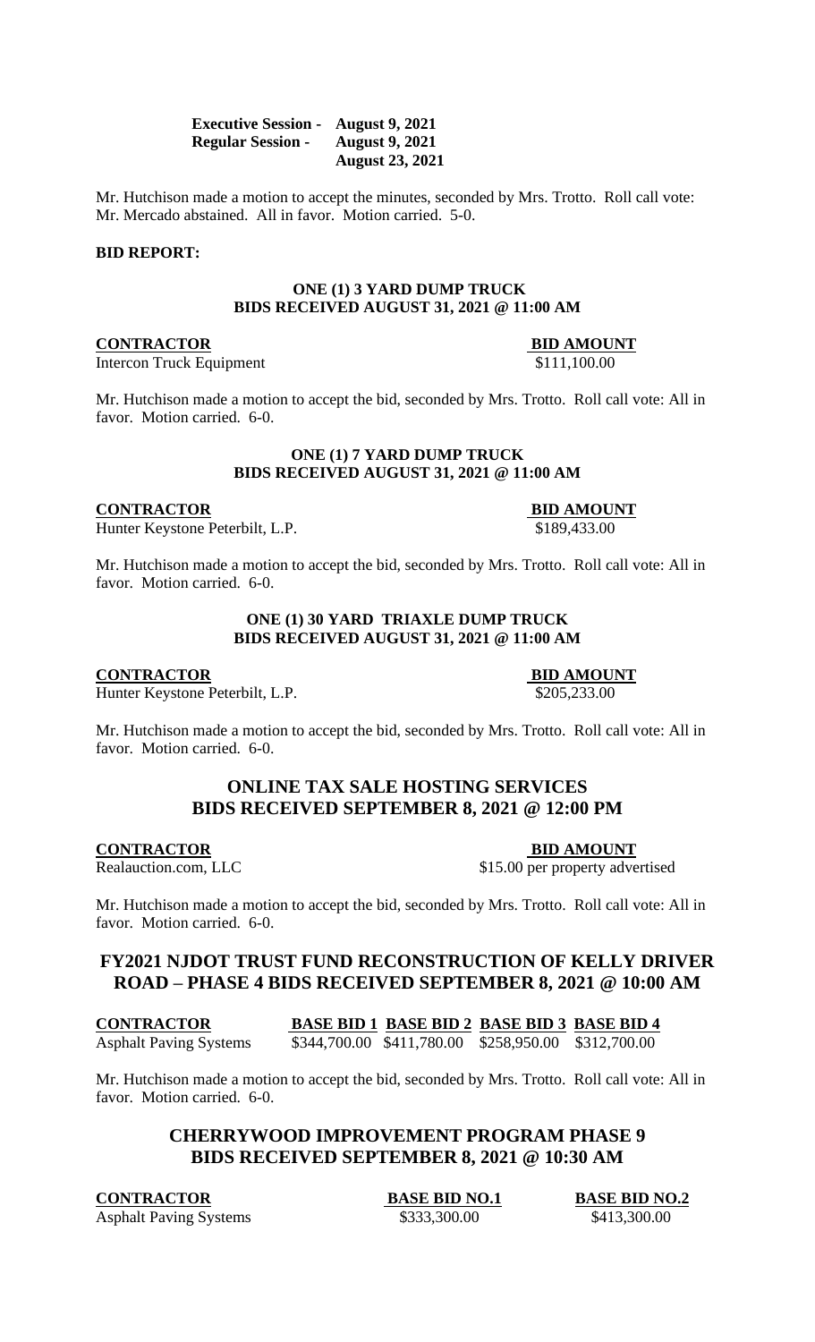| | |
|---|---|
| **Executive Session -** | **August 9, 2021** |
| **Regular Session -** | **August 9, 2021** |
| | **August 23, 2021** |

Mr. Hutchison made a motion to accept the minutes, seconded by Mrs. Trotto. Roll call vote: Mr. Mercado abstained. All in favor. Motion carried. 5-0.

**BID REPORT:**

**ONE (1) 3 YARD DUMP TRUCK**
**BIDS RECEIVED AUGUST 31, 2021 @ 11:00 AM**

| CONTRACTOR | BID AMOUNT |
|---|---|
| Intercon Truck Equipment | $111,100.00 |

Mr. Hutchison made a motion to accept the bid, seconded by Mrs. Trotto. Roll call vote: All in favor. Motion carried. 6-0.

**ONE (1) 7 YARD DUMP TRUCK**
**BIDS RECEIVED AUGUST 31, 2021 @ 11:00 AM**

| CONTRACTOR | BID AMOUNT |
|---|---|
| Hunter Keystone Peterbilt, L.P. | $189,433.00 |

Mr. Hutchison made a motion to accept the bid, seconded by Mrs. Trotto. Roll call vote: All in favor. Motion carried. 6-0.

**ONE (1) 30 YARD TRIAXLE DUMP TRUCK**
**BIDS RECEIVED AUGUST 31, 2021 @ 11:00 AM**

| CONTRACTOR | BID AMOUNT |
|---|---|
| Hunter Keystone Peterbilt, L.P. | $205,233.00 |

Mr. Hutchison made a motion to accept the bid, seconded by Mrs. Trotto. Roll call vote: All in favor. Motion carried. 6-0.

## ONLINE TAX SALE HOSTING SERVICES
## BIDS RECEIVED SEPTEMBER 8, 2021 @ 12:00 PM

| CONTRACTOR | BID AMOUNT |
|---|---|
| Realauction.com, LLC | $15.00 per property advertised |

Mr. Hutchison made a motion to accept the bid, seconded by Mrs. Trotto. Roll call vote: All in favor. Motion carried. 6-0.

## FY2021 NJDOT TRUST FUND RECONSTRUCTION OF KELLY DRIVER ROAD – PHASE 4 BIDS RECEIVED SEPTEMBER 8, 2021 @ 10:00 AM

| CONTRACTOR | BASE BID 1 | BASE BID 2 | BASE BID 3 | BASE BID 4 |
|---|---|---|---|---|
| Asphalt Paving Systems | $344,700.00 | $411,780.00 | $258,950.00 | $312,700.00 |

Mr. Hutchison made a motion to accept the bid, seconded by Mrs. Trotto. Roll call vote: All in favor. Motion carried. 6-0.

## CHERRYWOOD IMPROVEMENT PROGRAM PHASE 9
## BIDS RECEIVED SEPTEMBER 8, 2021 @ 10:30 AM

| CONTRACTOR | BASE BID NO.1 | BASE BID NO.2 |
|---|---|---|
| Asphalt Paving Systems | $333,300.00 | $413,300.00 |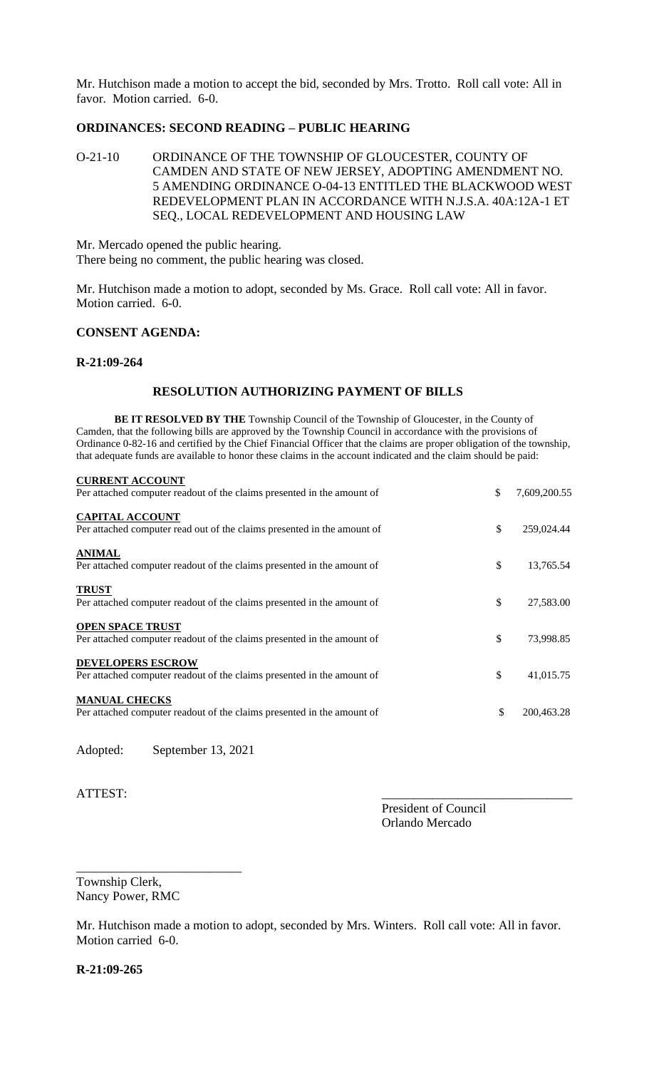Mr. Hutchison made a motion to accept the bid, seconded by Mrs. Trotto. Roll call vote: All in favor. Motion carried. 6-0.

## ORDINANCES: SECOND READING – PUBLIC HEARING

O-21-10 ORDINANCE OF THE TOWNSHIP OF GLOUCESTER, COUNTY OF CAMDEN AND STATE OF NEW JERSEY, ADOPTING AMENDMENT NO. 5 AMENDING ORDINANCE O-04-13 ENTITLED THE BLACKWOOD WEST REDEVELOPMENT PLAN IN ACCORDANCE WITH N.J.S.A. 40A:12A-1 ET SEQ., LOCAL REDEVELOPMENT AND HOUSING LAW

Mr. Mercado opened the public hearing.
There being no comment, the public hearing was closed.

Mr. Hutchison made a motion to adopt, seconded by Ms. Grace. Roll call vote: All in favor. Motion carried. 6-0.

## CONSENT AGENDA:

**R-21:09-264**

### RESOLUTION AUTHORIZING PAYMENT OF BILLS

**BE IT RESOLVED BY THE** Township Council of the Township of Gloucester, in the County of Camden, that the following bills are approved by the Township Council in accordance with the provisions of Ordinance 0-82-16 and certified by the Chief Financial Officer that the claims are proper obligation of the township, that adequate funds are available to honor these claims in the account indicated and the claim should be paid:

| | | |
|---|---|---|
| **CURRENT ACCOUNT**<br>Per attached computer readout of the claims presented in the amount of | $ | 7,609,200.55 |
| **CAPITAL ACCOUNT**<br>Per attached computer read out of the claims presented in the amount of | $ | 259,024.44 |
| **ANIMAL**<br>Per attached computer readout of the claims presented in the amount of | $ | 13,765.54 |
| **TRUST**<br>Per attached computer readout of the claims presented in the amount of | $ | 27,583.00 |
| **OPEN SPACE TRUST**<br>Per attached computer readout of the claims presented in the amount of | $ | 73,998.85 |
| **DEVELOPERS ESCROW**<br>Per attached computer readout of the claims presented in the amount of | $ | 41,015.75 |
| **MANUAL CHECKS**<br>Per attached computer readout of the claims presented in the amount of | $ | 200,463.28 |

Adopted: September 13, 2021

ATTEST:

_______________________________
President of Council
Orlando Mercado

___________________________
Township Clerk,
Nancy Power, RMC

Mr. Hutchison made a motion to adopt, seconded by Mrs. Winters. Roll call vote: All in favor. Motion carried 6-0.

**R-21:09-265**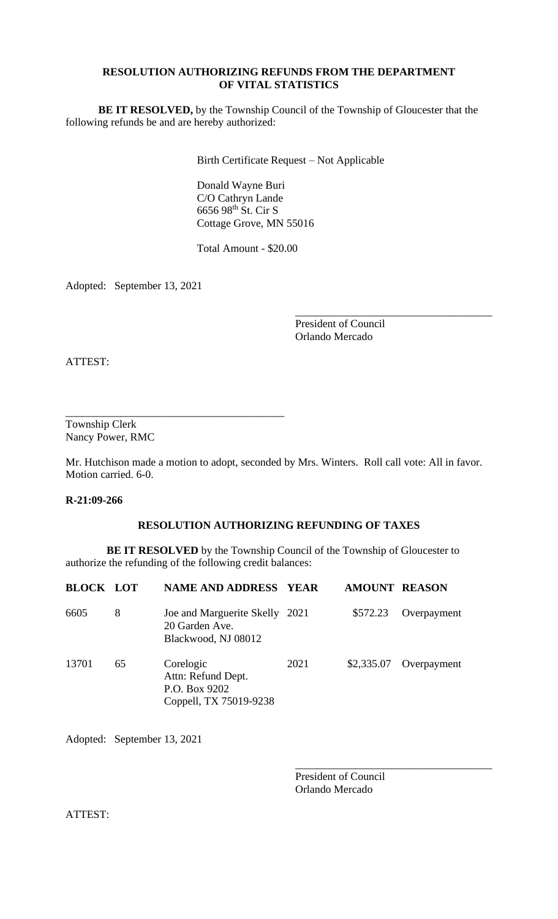**RESOLUTION AUTHORIZING REFUNDS FROM THE DEPARTMENT OF VITAL STATISTICS**

**BE IT RESOLVED,** by the Township Council of the Township of Gloucester that the following refunds be and are hereby authorized:

Birth Certificate Request – Not Applicable

Donald Wayne Buri
C/O Cathryn Lande
6656 98th St. Cir S
Cottage Grove, MN 55016

Total Amount - $20.00

Adopted: September 13, 2021

_____________________________________
President of Council
Orlando Mercado

ATTEST:

_____________________________________
Township Clerk
Nancy Power, RMC

Mr. Hutchison made a motion to adopt, seconded by Mrs. Winters. Roll call vote: All in favor. Motion carried. 6-0.

**R-21:09-266**

**RESOLUTION AUTHORIZING REFUNDING OF TAXES**

**BE IT RESOLVED** by the Township Council of the Township of Gloucester to authorize the refunding of the following credit balances:

| BLOCK | LOT | NAME AND ADDRESS | YEAR | AMOUNT | REASON |
|---|---|---|---|---|---|
| 6605 | 8 | Joe and Marguerite Skelly<br>20 Garden Ave.<br>Blackwood, NJ 08012 | 2021 | $572.23 | Overpayment |
| 13701 | 65 | Corelogic<br>Attn: Refund Dept.<br>P.O. Box 9202<br>Coppell, TX 75019-9238 | 2021 | $2,335.07 | Overpayment |

Adopted: September 13, 2021

_____________________________________
President of Council
Orlando Mercado

ATTEST: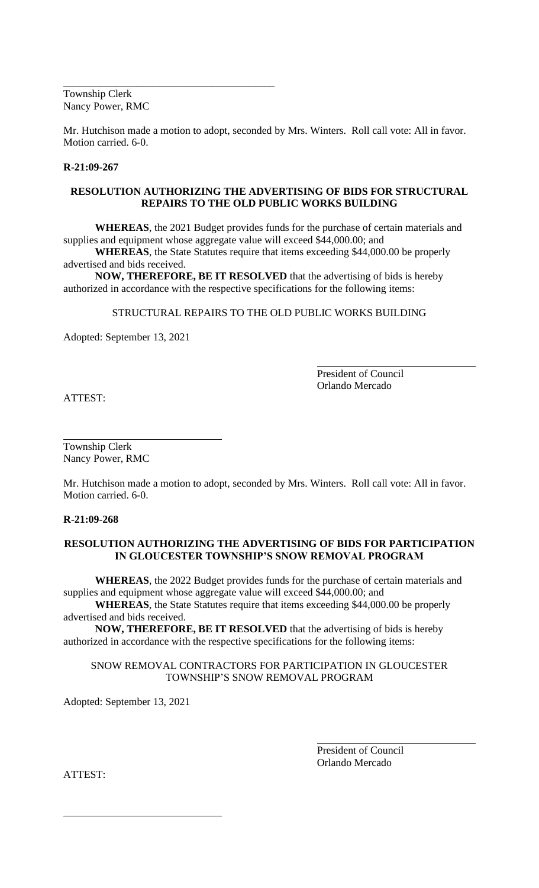\_\_\_\_\_\_\_\_\_\_\_\_\_\_\_\_\_\_\_\_\_\_\_\_\_\_\_\_\_\_\_\_\_\_\_\_\_\_\_\_
Township Clerk
Nancy Power, RMC

Mr. Hutchison made a motion to adopt, seconded by Mrs. Winters. Roll call vote: All in favor. Motion carried. 6-0.

**R-21:09-267**

**RESOLUTION AUTHORIZING THE ADVERTISING OF BIDS FOR STRUCTURAL REPAIRS TO THE OLD PUBLIC WORKS BUILDING**

**WHEREAS**, the 2021 Budget provides funds for the purchase of certain materials and supplies and equipment whose aggregate value will exceed $44,000.00; and

**WHEREAS**, the State Statutes require that items exceeding $44,000.00 be properly advertised and bids received.

**NOW, THEREFORE, BE IT RESOLVED** that the advertising of bids is hereby authorized in accordance with the respective specifications for the following items:

STRUCTURAL REPAIRS TO THE OLD PUBLIC WORKS BUILDING

Adopted: September 13, 2021

\_\_\_\_\_\_\_\_\_\_\_\_\_\_\_\_\_\_\_\_\_\_\_\_\_\_\_\_\_\_
President of Council
Orlando Mercado

ATTEST:

\_\_\_\_\_\_\_\_\_\_\_\_\_\_\_\_\_\_\_\_\_\_\_\_\_\_\_\_\_\_
Township Clerk
Nancy Power, RMC

Mr. Hutchison made a motion to adopt, seconded by Mrs. Winters. Roll call vote: All in favor. Motion carried. 6-0.

**R-21:09-268**

**RESOLUTION AUTHORIZING THE ADVERTISING OF BIDS FOR PARTICIPATION IN GLOUCESTER TOWNSHIP'S SNOW REMOVAL PROGRAM**

**WHEREAS**, the 2022 Budget provides funds for the purchase of certain materials and supplies and equipment whose aggregate value will exceed $44,000.00; and

**WHEREAS**, the State Statutes require that items exceeding $44,000.00 be properly advertised and bids received.

**NOW, THEREFORE, BE IT RESOLVED** that the advertising of bids is hereby authorized in accordance with the respective specifications for the following items:

SNOW REMOVAL CONTRACTORS FOR PARTICIPATION IN GLOUCESTER TOWNSHIP'S SNOW REMOVAL PROGRAM

Adopted: September 13, 2021

\_\_\_\_\_\_\_\_\_\_\_\_\_\_\_\_\_\_\_\_\_\_\_\_\_\_\_\_\_\_
President of Council
Orlando Mercado

ATTEST:

\_\_\_\_\_\_\_\_\_\_\_\_\_\_\_\_\_\_\_\_\_\_\_\_\_\_\_\_\_\_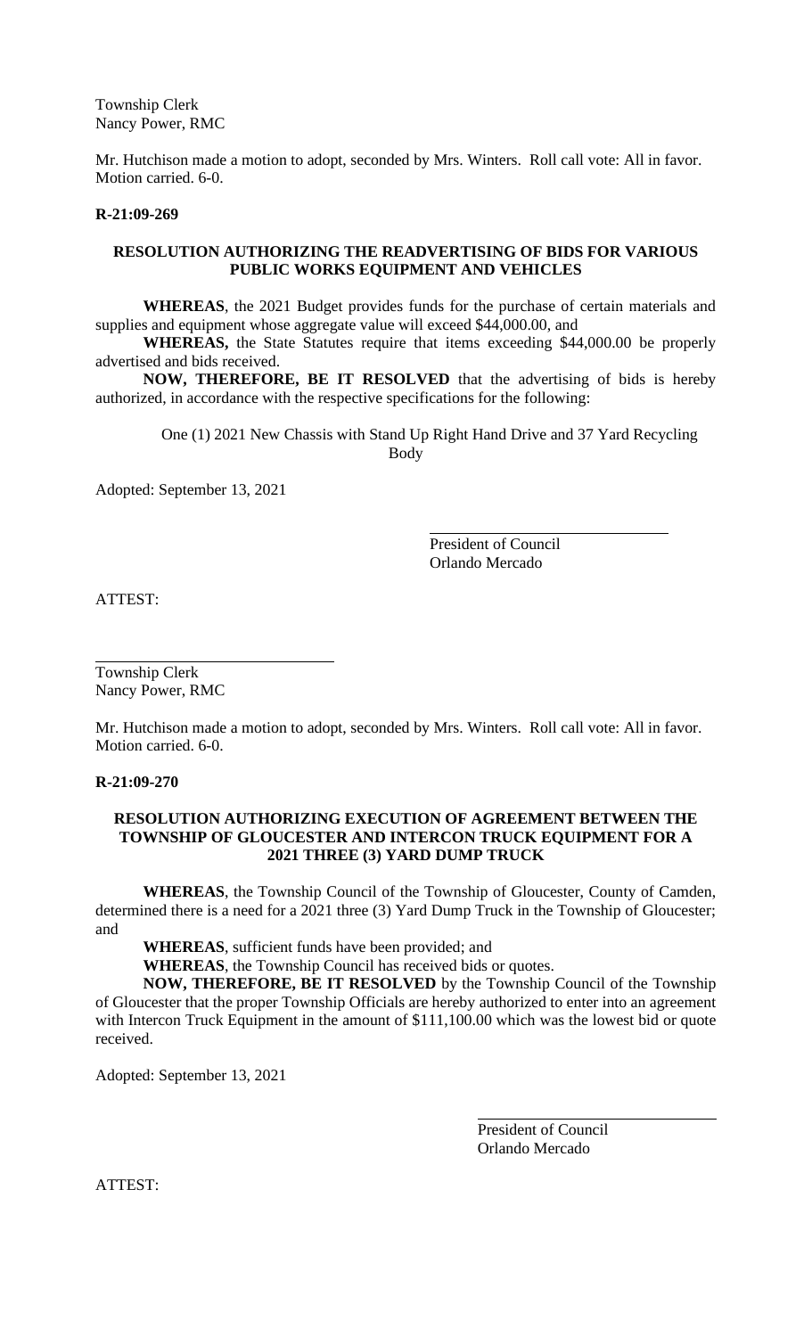Township Clerk
Nancy Power, RMC

Mr. Hutchison made a motion to adopt, seconded by Mrs. Winters. Roll call vote: All in favor. Motion carried. 6-0.

**R-21:09-269**

**RESOLUTION AUTHORIZING THE READVERTISING OF BIDS FOR VARIOUS PUBLIC WORKS EQUIPMENT AND VEHICLES**

**WHEREAS**, the 2021 Budget provides funds for the purchase of certain materials and supplies and equipment whose aggregate value will exceed $44,000.00, and

**WHEREAS,** the State Statutes require that items exceeding $44,000.00 be properly advertised and bids received.

**NOW, THEREFORE, BE IT RESOLVED** that the advertising of bids is hereby authorized, in accordance with the respective specifications for the following:

One (1) 2021 New Chassis with Stand Up Right Hand Drive and 37 Yard Recycling Body

Adopted: September 13, 2021

President of Council
Orlando Mercado

ATTEST:

Township Clerk
Nancy Power, RMC

Mr. Hutchison made a motion to adopt, seconded by Mrs. Winters. Roll call vote: All in favor. Motion carried. 6-0.

**R-21:09-270**

**RESOLUTION AUTHORIZING EXECUTION OF AGREEMENT BETWEEN THE TOWNSHIP OF GLOUCESTER AND INTERCON TRUCK EQUIPMENT FOR A 2021 THREE (3) YARD DUMP TRUCK**

**WHEREAS**, the Township Council of the Township of Gloucester, County of Camden, determined there is a need for a 2021 three (3) Yard Dump Truck in the Township of Gloucester; and

**WHEREAS**, sufficient funds have been provided; and

**WHEREAS**, the Township Council has received bids or quotes.

**NOW, THEREFORE, BE IT RESOLVED** by the Township Council of the Township of Gloucester that the proper Township Officials are hereby authorized to enter into an agreement with Intercon Truck Equipment in the amount of $111,100.00 which was the lowest bid or quote received.

Adopted: September 13, 2021

President of Council
Orlando Mercado

ATTEST: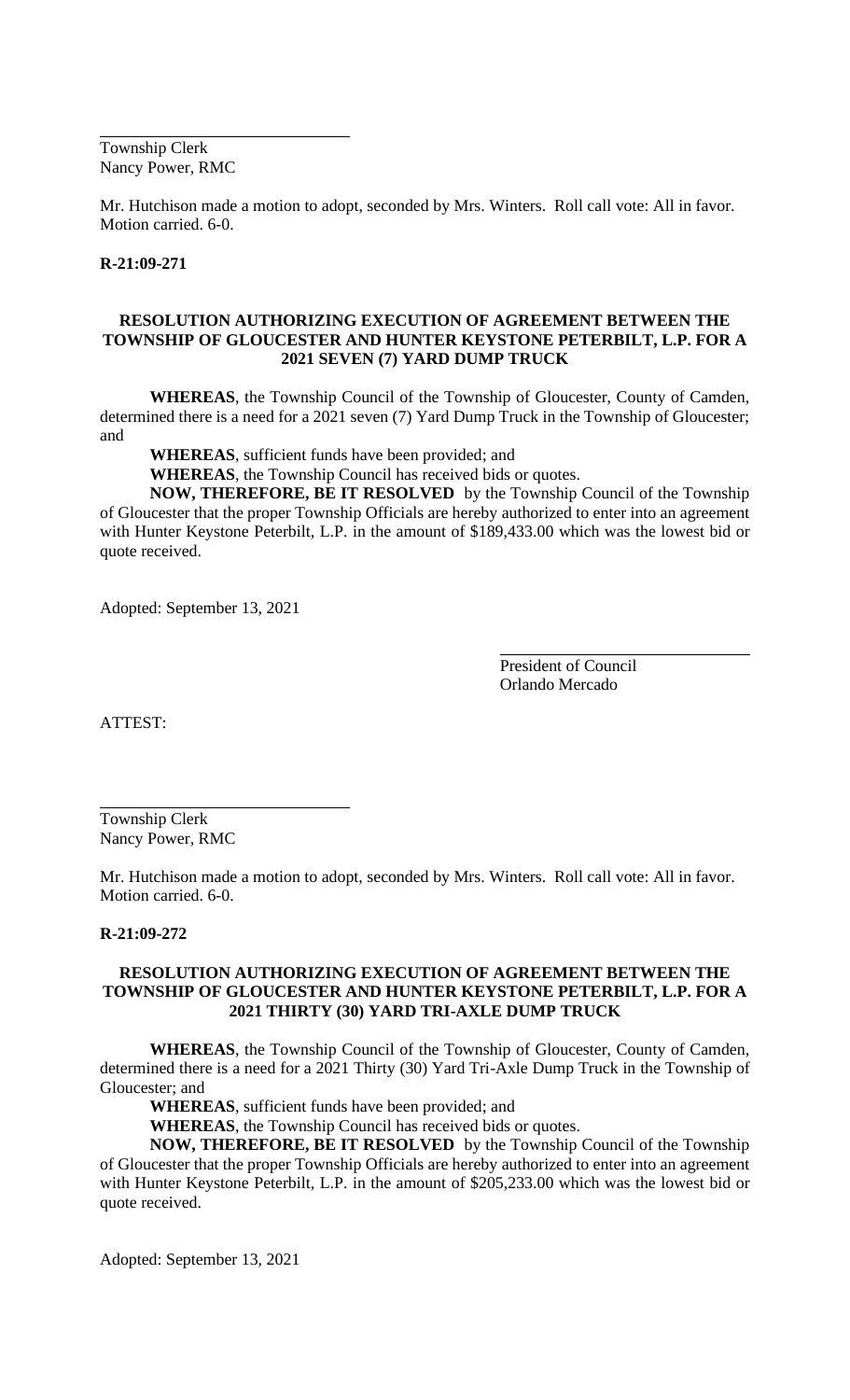Township Clerk
Nancy Power, RMC

Mr. Hutchison made a motion to adopt, seconded by Mrs. Winters. Roll call vote: All in favor. Motion carried. 6-0.

**R-21:09-271**

**RESOLUTION AUTHORIZING EXECUTION OF AGREEMENT BETWEEN THE TOWNSHIP OF GLOUCESTER AND HUNTER KEYSTONE PETERBILT, L.P. FOR A 2021 SEVEN (7) YARD DUMP TRUCK**

**WHEREAS**, the Township Council of the Township of Gloucester, County of Camden, determined there is a need for a 2021 seven (7) Yard Dump Truck in the Township of Gloucester; and

**WHEREAS**, sufficient funds have been provided; and

**WHEREAS**, the Township Council has received bids or quotes.

**NOW, THEREFORE, BE IT RESOLVED** by the Township Council of the Township of Gloucester that the proper Township Officials are hereby authorized to enter into an agreement with Hunter Keystone Peterbilt, L.P. in the amount of $189,433.00 which was the lowest bid or quote received.

Adopted: September 13, 2021

President of Council
Orlando Mercado

ATTEST:

Township Clerk
Nancy Power, RMC

Mr. Hutchison made a motion to adopt, seconded by Mrs. Winters. Roll call vote: All in favor. Motion carried. 6-0.

**R-21:09-272**

**RESOLUTION AUTHORIZING EXECUTION OF AGREEMENT BETWEEN THE TOWNSHIP OF GLOUCESTER AND HUNTER KEYSTONE PETERBILT, L.P. FOR A 2021 THIRTY (30) YARD TRI-AXLE DUMP TRUCK**

**WHEREAS**, the Township Council of the Township of Gloucester, County of Camden, determined there is a need for a 2021 Thirty (30) Yard Tri-Axle Dump Truck in the Township of Gloucester; and

**WHEREAS**, sufficient funds have been provided; and

**WHEREAS**, the Township Council has received bids or quotes.

**NOW, THEREFORE, BE IT RESOLVED** by the Township Council of the Township of Gloucester that the proper Township Officials are hereby authorized to enter into an agreement with Hunter Keystone Peterbilt, L.P. in the amount of $205,233.00 which was the lowest bid or quote received.

Adopted: September 13, 2021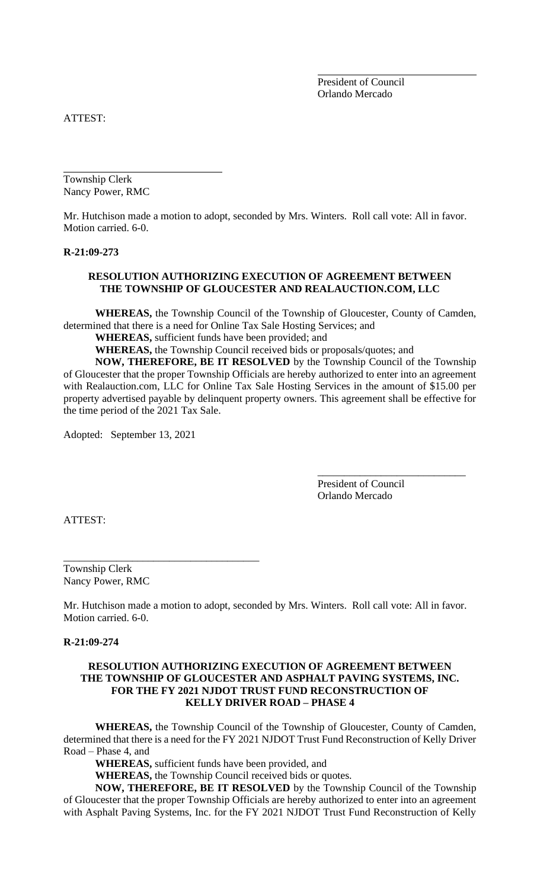President of Council
Orlando Mercado

ATTEST:

Township Clerk
Nancy Power, RMC

Mr. Hutchison made a motion to adopt, seconded by Mrs. Winters. Roll call vote: All in favor. Motion carried. 6-0.

**R-21:09-273**

**RESOLUTION AUTHORIZING EXECUTION OF AGREEMENT BETWEEN THE TOWNSHIP OF GLOUCESTER AND REALAUCTION.COM, LLC**

**WHEREAS,** the Township Council of the Township of Gloucester, County of Camden, determined that there is a need for Online Tax Sale Hosting Services; and

**WHEREAS,** sufficient funds have been provided; and

**WHEREAS,** the Township Council received bids or proposals/quotes; and

**NOW, THEREFORE, BE IT RESOLVED** by the Township Council of the Township of Gloucester that the proper Township Officials are hereby authorized to enter into an agreement with Realauction.com, LLC for Online Tax Sale Hosting Services in the amount of $15.00 per property advertised payable by delinquent property owners. This agreement shall be effective for the time period of the 2021 Tax Sale.

Adopted: September 13, 2021

\_\_\_\_\_\_\_\_\_\_\_\_\_\_\_\_\_\_\_\_\_\_\_\_\_\_\_\_
President of Council
Orlando Mercado

ATTEST:

\_\_\_\_\_\_\_\_\_\_\_\_\_\_\_\_\_\_\_\_\_\_\_\_\_\_\_\_\_\_\_\_\_\_\_\_
Township Clerk
Nancy Power, RMC

Mr. Hutchison made a motion to adopt, seconded by Mrs. Winters. Roll call vote: All in favor. Motion carried. 6-0.

**R-21:09-274**

**RESOLUTION AUTHORIZING EXECUTION OF AGREEMENT BETWEEN THE TOWNSHIP OF GLOUCESTER AND ASPHALT PAVING SYSTEMS, INC. FOR THE FY 2021 NJDOT TRUST FUND RECONSTRUCTION OF KELLY DRIVER ROAD – PHASE 4**

**WHEREAS,** the Township Council of the Township of Gloucester, County of Camden, determined that there is a need for the FY 2021 NJDOT Trust Fund Reconstruction of Kelly Driver Road – Phase 4, and

**WHEREAS,** sufficient funds have been provided, and

**WHEREAS,** the Township Council received bids or quotes.

**NOW, THEREFORE, BE IT RESOLVED** by the Township Council of the Township of Gloucester that the proper Township Officials are hereby authorized to enter into an agreement with Asphalt Paving Systems, Inc. for the FY 2021 NJDOT Trust Fund Reconstruction of Kelly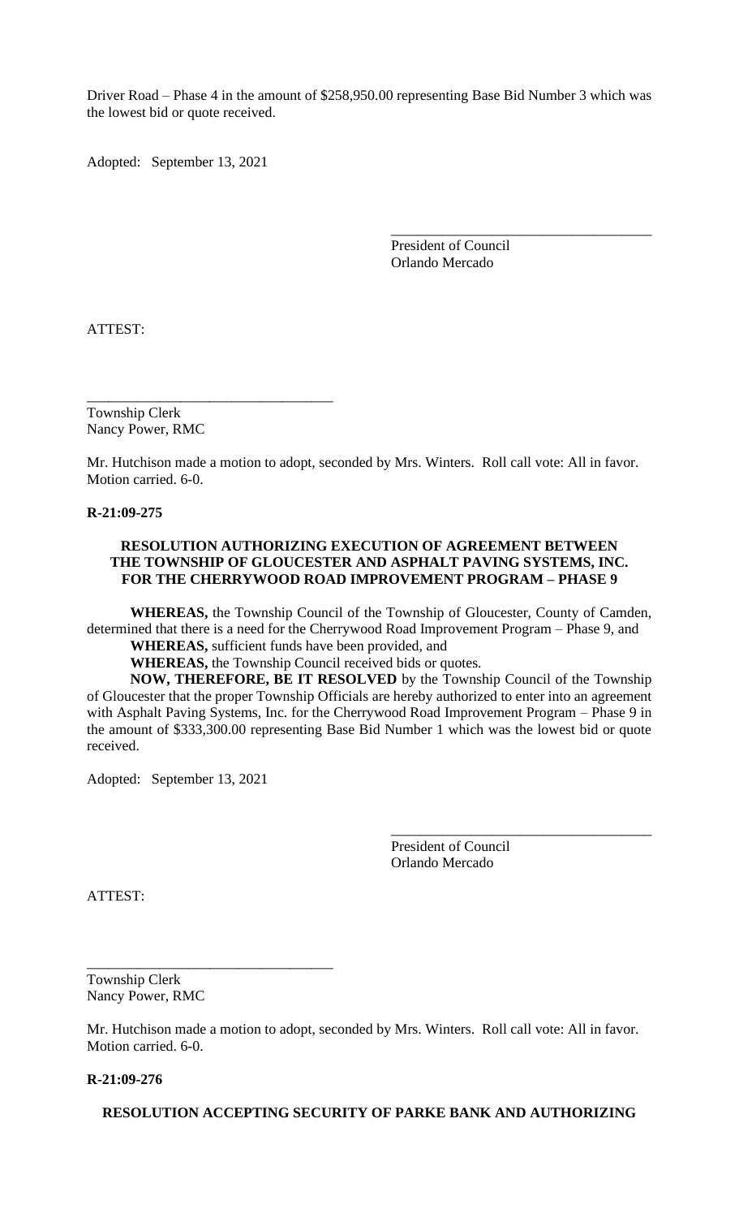Driver Road – Phase 4 in the amount of $258,950.00 representing Base Bid Number 3 which was the lowest bid or quote received.

Adopted: September 13, 2021

\_\_\_\_\_\_\_\_\_\_\_\_\_\_\_\_\_\_\_\_\_\_\_\_\_\_\_\_\_\_\_\_\_\_\_\_
President of Council
Orlando Mercado

ATTEST:

\_\_\_\_\_\_\_\_\_\_\_\_\_\_\_\_\_\_\_\_\_\_\_\_\_\_\_\_\_\_\_\_\_\_
Township Clerk
Nancy Power, RMC

Mr. Hutchison made a motion to adopt, seconded by Mrs. Winters. Roll call vote: All in favor. Motion carried. 6-0.

**R-21:09-275**

**RESOLUTION AUTHORIZING EXECUTION OF AGREEMENT BETWEEN THE TOWNSHIP OF GLOUCESTER AND ASPHALT PAVING SYSTEMS, INC. FOR THE CHERRYWOOD ROAD IMPROVEMENT PROGRAM – PHASE 9**

**WHEREAS,** the Township Council of the Township of Gloucester, County of Camden, determined that there is a need for the Cherrywood Road Improvement Program – Phase 9, and

**WHEREAS,** sufficient funds have been provided, and

**WHEREAS,** the Township Council received bids or quotes.

**NOW, THEREFORE, BE IT RESOLVED** by the Township Council of the Township of Gloucester that the proper Township Officials are hereby authorized to enter into an agreement with Asphalt Paving Systems, Inc. for the Cherrywood Road Improvement Program – Phase 9 in the amount of $333,300.00 representing Base Bid Number 1 which was the lowest bid or quote received.

Adopted: September 13, 2021

\_\_\_\_\_\_\_\_\_\_\_\_\_\_\_\_\_\_\_\_\_\_\_\_\_\_\_\_\_\_\_\_\_\_\_\_
President of Council
Orlando Mercado

ATTEST:

\_\_\_\_\_\_\_\_\_\_\_\_\_\_\_\_\_\_\_\_\_\_\_\_\_\_\_\_\_\_\_\_\_\_
Township Clerk
Nancy Power, RMC

Mr. Hutchison made a motion to adopt, seconded by Mrs. Winters. Roll call vote: All in favor. Motion carried. 6-0.

**R-21:09-276**

**RESOLUTION ACCEPTING SECURITY OF PARKE BANK AND AUTHORIZING**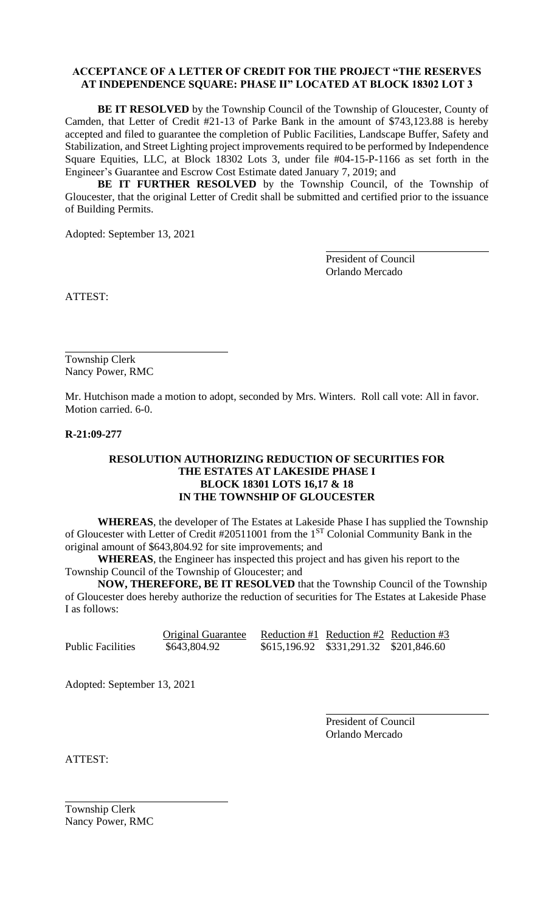**ACCEPTANCE OF A LETTER OF CREDIT FOR THE PROJECT "THE RESERVES AT INDEPENDENCE SQUARE: PHASE II" LOCATED AT BLOCK 18302 LOT 3**

**BE IT RESOLVED** by the Township Council of the Township of Gloucester, County of Camden, that Letter of Credit #21-13 of Parke Bank in the amount of $743,123.88 is hereby accepted and filed to guarantee the completion of Public Facilities, Landscape Buffer, Safety and Stabilization, and Street Lighting project improvements required to be performed by Independence Square Equities, LLC, at Block 18302 Lots 3, under file #04-15-P-1166 as set forth in the Engineer's Guarantee and Escrow Cost Estimate dated January 7, 2019; and

**BE IT FURTHER RESOLVED** by the Township Council, of the Township of Gloucester, that the original Letter of Credit shall be submitted and certified prior to the issuance of Building Permits.

Adopted: September 13, 2021

President of Council
Orlando Mercado

ATTEST:

Township Clerk
Nancy Power, RMC

Mr. Hutchison made a motion to adopt, seconded by Mrs. Winters. Roll call vote: All in favor. Motion carried. 6-0.

**R-21:09-277**

**RESOLUTION AUTHORIZING REDUCTION OF SECURITIES FOR THE ESTATES AT LAKESIDE PHASE I BLOCK 18301 LOTS 16,17 & 18 IN THE TOWNSHIP OF GLOUCESTER**

**WHEREAS**, the developer of The Estates at Lakeside Phase I has supplied the Township of Gloucester with Letter of Credit #20511001 from the 1ST Colonial Community Bank in the original amount of $643,804.92 for site improvements; and

**WHEREAS**, the Engineer has inspected this project and has given his report to the Township Council of the Township of Gloucester; and

**NOW, THEREFORE, BE IT RESOLVED** that the Township Council of the Township of Gloucester does hereby authorize the reduction of securities for The Estates at Lakeside Phase I as follows:

| | Original Guarantee | Reduction #1 | Reduction #2 | Reduction #3 |
|---|---|---|---|---|
| Public Facilities | $643,804.92 | $615,196.92 | $331,291.32 | $201,846.60 |

Adopted: September 13, 2021

President of Council
Orlando Mercado

ATTEST:

Township Clerk
Nancy Power, RMC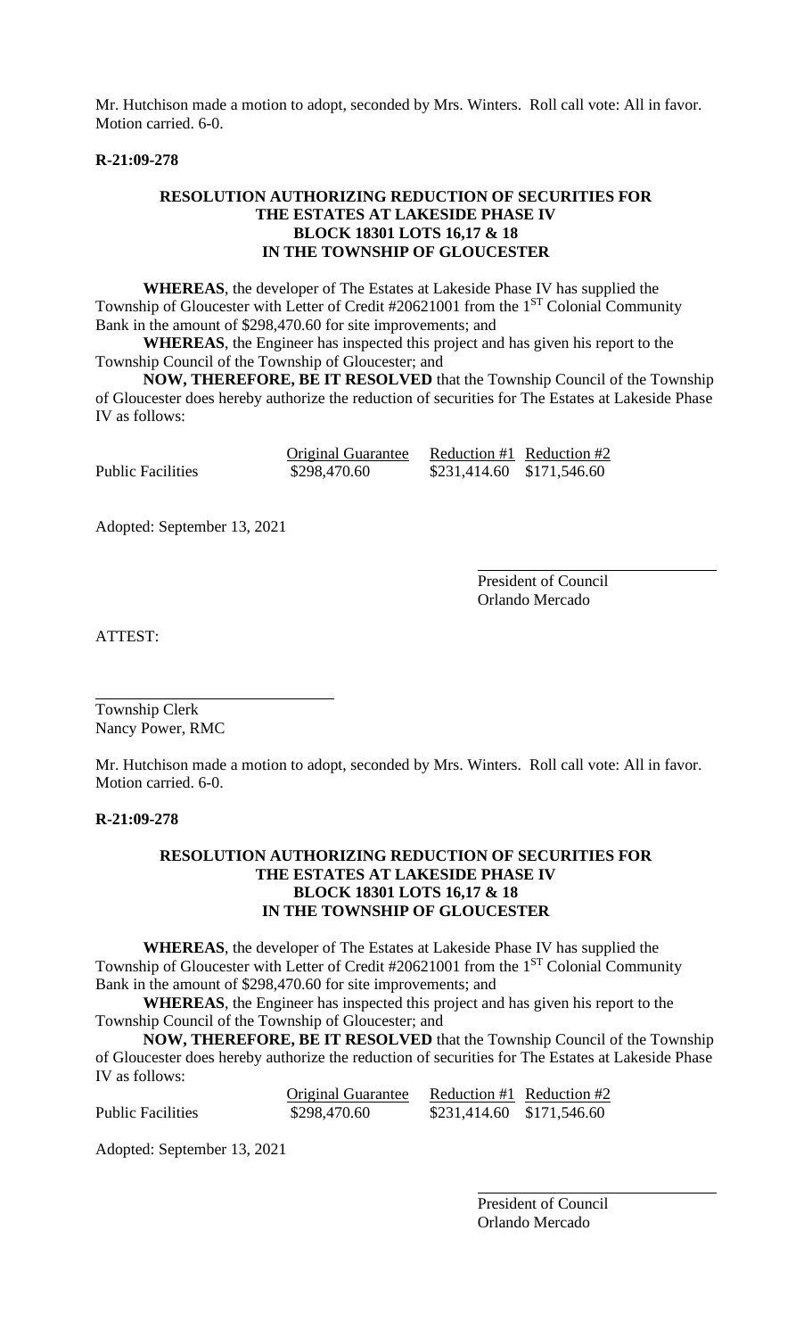Mr. Hutchison made a motion to adopt, seconded by Mrs. Winters. Roll call vote: All in favor. Motion carried. 6-0.

**R-21:09-278**

**RESOLUTION AUTHORIZING REDUCTION OF SECURITIES FOR THE ESTATES AT LAKESIDE PHASE IV BLOCK 18301 LOTS 16,17 & 18 IN THE TOWNSHIP OF GLOUCESTER**

**WHEREAS**, the developer of The Estates at Lakeside Phase IV has supplied the Township of Gloucester with Letter of Credit #20621001 from the 1ST Colonial Community Bank in the amount of $298,470.60 for site improvements; and

**WHEREAS**, the Engineer has inspected this project and has given his report to the Township Council of the Township of Gloucester; and

**NOW, THEREFORE, BE IT RESOLVED** that the Township Council of the Township of Gloucester does hereby authorize the reduction of securities for The Estates at Lakeside Phase IV as follows:

| | Original Guarantee | Reduction #1 | Reduction #2 |
|---|---|---|---|
| Public Facilities | $298,470.60 | $231,414.60 | $171,546.60 |

Adopted: September 13, 2021

President of Council
Orlando Mercado

ATTEST:

Township Clerk
Nancy Power, RMC

Mr. Hutchison made a motion to adopt, seconded by Mrs. Winters. Roll call vote: All in favor. Motion carried. 6-0.

**R-21:09-278**

**RESOLUTION AUTHORIZING REDUCTION OF SECURITIES FOR THE ESTATES AT LAKESIDE PHASE IV BLOCK 18301 LOTS 16,17 & 18 IN THE TOWNSHIP OF GLOUCESTER**

**WHEREAS**, the developer of The Estates at Lakeside Phase IV has supplied the Township of Gloucester with Letter of Credit #20621001 from the 1ST Colonial Community Bank in the amount of $298,470.60 for site improvements; and

**WHEREAS**, the Engineer has inspected this project and has given his report to the Township Council of the Township of Gloucester; and

**NOW, THEREFORE, BE IT RESOLVED** that the Township Council of the Township of Gloucester does hereby authorize the reduction of securities for The Estates at Lakeside Phase IV as follows:

| | Original Guarantee | Reduction #1 | Reduction #2 |
|---|---|---|---|
| Public Facilities | $298,470.60 | $231,414.60 | $171,546.60 |

Adopted: September 13, 2021

President of Council
Orlando Mercado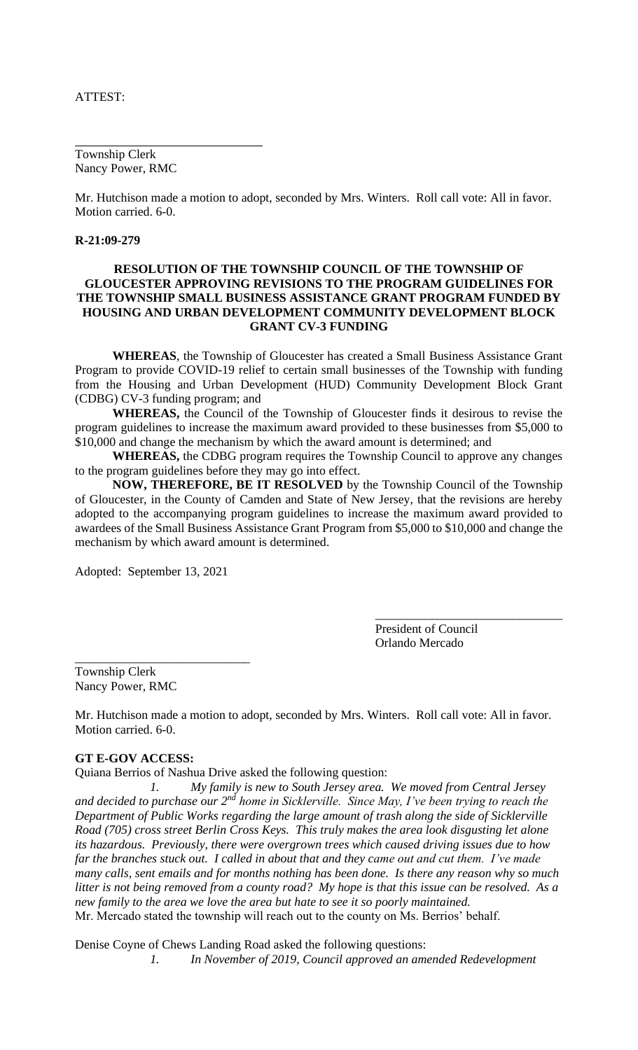ATTEST:

\_\_\_\_\_\_\_\_\_\_\_\_\_\_\_\_\_\_\_\_\_\_\_\_\_\_\_\_\_\_
Township Clerk
Nancy Power, RMC

Mr. Hutchison made a motion to adopt, seconded by Mrs. Winters. Roll call vote: All in favor. Motion carried. 6-0.

**R-21:09-279**

**RESOLUTION OF THE TOWNSHIP COUNCIL OF THE TOWNSHIP OF GLOUCESTER APPROVING REVISIONS TO THE PROGRAM GUIDELINES FOR THE TOWNSHIP SMALL BUSINESS ASSISTANCE GRANT PROGRAM FUNDED BY HOUSING AND URBAN DEVELOPMENT COMMUNITY DEVELOPMENT BLOCK GRANT CV-3 FUNDING**

**WHEREAS**, the Township of Gloucester has created a Small Business Assistance Grant Program to provide COVID-19 relief to certain small businesses of the Township with funding from the Housing and Urban Development (HUD) Community Development Block Grant (CDBG) CV-3 funding program; and

**WHEREAS,** the Council of the Township of Gloucester finds it desirous to revise the program guidelines to increase the maximum award provided to these businesses from $5,000 to $10,000 and change the mechanism by which the award amount is determined; and

**WHEREAS,** the CDBG program requires the Township Council to approve any changes to the program guidelines before they may go into effect.

**NOW, THEREFORE, BE IT RESOLVED** by the Township Council of the Township of Gloucester, in the County of Camden and State of New Jersey, that the revisions are hereby adopted to the accompanying program guidelines to increase the maximum award provided to awardees of the Small Business Assistance Grant Program from $5,000 to $10,000 and change the mechanism by which award amount is determined.

Adopted: September 13, 2021

\_\_\_\_\_\_\_\_\_\_\_\_\_\_\_\_\_\_\_\_\_\_\_\_\_\_\_\_\_\_
President of Council
Orlando Mercado

\_\_\_\_\_\_\_\_\_\_\_\_\_\_\_\_\_\_\_\_\_\_\_\_\_\_\_\_\_\_
Township Clerk
Nancy Power, RMC

Mr. Hutchison made a motion to adopt, seconded by Mrs. Winters. Roll call vote: All in favor. Motion carried. 6-0.

**GT E-GOV ACCESS:**

Quiana Berrios of Nashua Drive asked the following question:

*1. My family is new to South Jersey area. We moved from Central Jersey and decided to purchase our 2nd home in Sicklerville. Since May, I've been trying to reach the Department of Public Works regarding the large amount of trash along the side of Sicklerville Road (705) cross street Berlin Cross Keys. This truly makes the area look disgusting let alone its hazardous. Previously, there were overgrown trees which caused driving issues due to how far the branches stuck out. I called in about that and they came out and cut them. I've made many calls, sent emails and for months nothing has been done. Is there any reason why so much litter is not being removed from a county road? My hope is that this issue can be resolved. As a new family to the area we love the area but hate to see it so poorly maintained.*

Mr. Mercado stated the township will reach out to the county on Ms. Berrios' behalf.

Denise Coyne of Chews Landing Road asked the following questions:

*1. In November of 2019, Council approved an amended Redevelopment*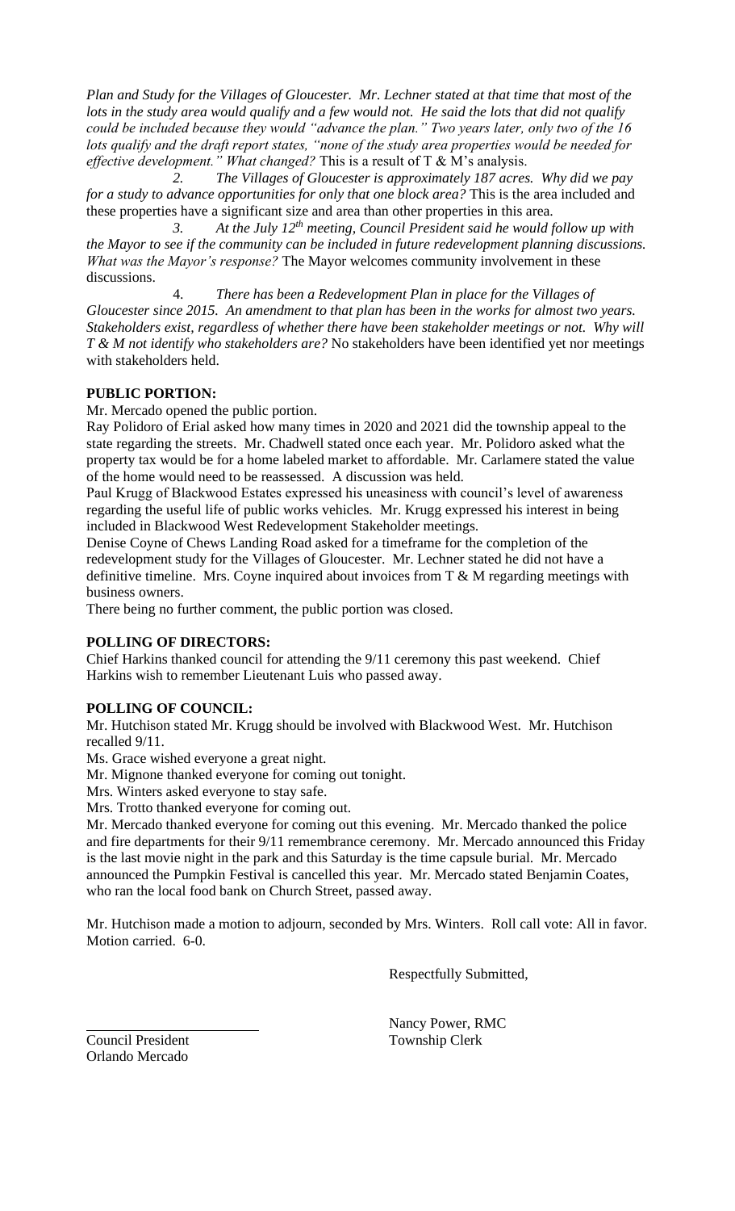*Plan and Study for the Villages of Gloucester. Mr. Lechner stated at that time that most of the lots in the study area would qualify and a few would not. He said the lots that did not qualify could be included because they would "advance the plan." Two years later, only two of the 16 lots qualify and the draft report states, "none of the study area properties would be needed for effective development." What changed?* This is a result of T & M's analysis.

2. *The Villages of Gloucester is approximately 187 acres. Why did we pay for a study to advance opportunities for only that one block area?* This is the area included and these properties have a significant size and area than other properties in this area.

3. *At the July 12th meeting, Council President said he would follow up with the Mayor to see if the community can be included in future redevelopment planning discussions. What was the Mayor's response?* The Mayor welcomes community involvement in these discussions.

4. *There has been a Redevelopment Plan in place for the Villages of Gloucester since 2015. An amendment to that plan has been in the works for almost two years. Stakeholders exist, regardless of whether there have been stakeholder meetings or not. Why will T & M not identify who stakeholders are?* No stakeholders have been identified yet nor meetings with stakeholders held.

**PUBLIC PORTION:**

Mr. Mercado opened the public portion.

Ray Polidoro of Erial asked how many times in 2020 and 2021 did the township appeal to the state regarding the streets. Mr. Chadwell stated once each year. Mr. Polidoro asked what the property tax would be for a home labeled market to affordable. Mr. Carlamere stated the value of the home would need to be reassessed. A discussion was held.

Paul Krugg of Blackwood Estates expressed his uneasiness with council's level of awareness regarding the useful life of public works vehicles. Mr. Krugg expressed his interest in being included in Blackwood West Redevelopment Stakeholder meetings.

Denise Coyne of Chews Landing Road asked for a timeframe for the completion of the redevelopment study for the Villages of Gloucester. Mr. Lechner stated he did not have a definitive timeline. Mrs. Coyne inquired about invoices from T & M regarding meetings with business owners.

There being no further comment, the public portion was closed.

**POLLING OF DIRECTORS:**

Chief Harkins thanked council for attending the 9/11 ceremony this past weekend. Chief Harkins wish to remember Lieutenant Luis who passed away.

**POLLING OF COUNCIL:**

Mr. Hutchison stated Mr. Krugg should be involved with Blackwood West. Mr. Hutchison recalled 9/11.

Ms. Grace wished everyone a great night.

Mr. Mignone thanked everyone for coming out tonight.

Mrs. Winters asked everyone to stay safe.

Mrs. Trotto thanked everyone for coming out.

Mr. Mercado thanked everyone for coming out this evening. Mr. Mercado thanked the police and fire departments for their 9/11 remembrance ceremony. Mr. Mercado announced this Friday is the last movie night in the park and this Saturday is the time capsule burial. Mr. Mercado announced the Pumpkin Festival is cancelled this year. Mr. Mercado stated Benjamin Coates, who ran the local food bank on Church Street, passed away.

Mr. Hutchison made a motion to adjourn, seconded by Mrs. Winters. Roll call vote: All in favor. Motion carried. 6-0.

Respectfully Submitted,

Nancy Power, RMC
Township Clerk

Council President
Orlando Mercado